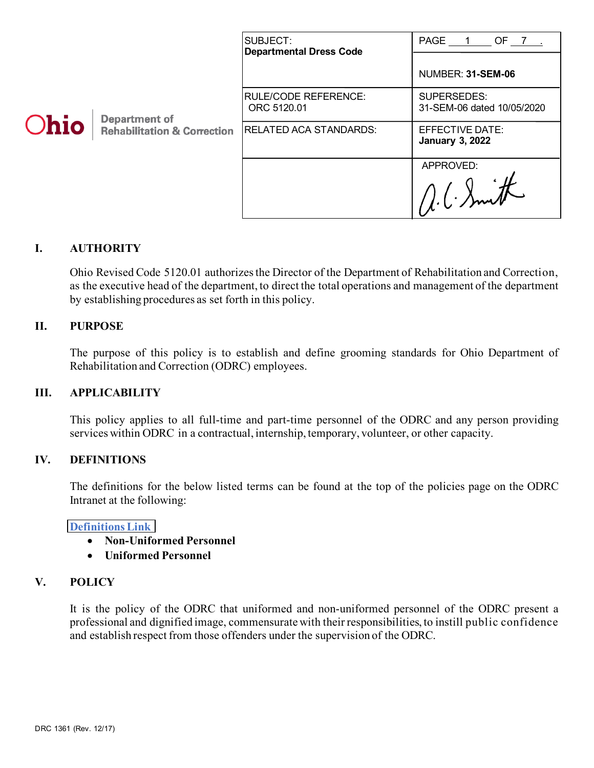Ohio | Department of Rehabilitation & Correction

| SUBJECT: **Departmental Dress Code** | PAGE 1 OF 7. NUMBER: **31-SEM-06** |
|---|---|
| RULE/CODE REFERENCE: ORC 5120.01 | SUPERSEDES: 31-SEM-06 dated 10/05/2020 |
| RELATED ACA STANDARDS: | EFFECTIVE DATE: **January 3, 2022** |
| | APPROVED: A. C. Smith |

## I. AUTHORITY

Ohio Revised Code 5120.01 authorizes the Director of the Department of Rehabilitation and Correction, as the executive head of the department, to direct the total operations and management of the department by establishing procedures as set forth in this policy.

## II. PURPOSE

The purpose of this policy is to establish and define grooming standards for Ohio Department of Rehabilitation and Correction (ODRC) employees.

## III. APPLICABILITY

This policy applies to all full-time and part-time personnel of the ODRC and any person providing services within ODRC in a contractual, internship, temporary, volunteer, or other capacity.

## IV. DEFINITIONS

The definitions for the below listed terms can be found at the top of the policies page on the ODRC Intranet at the following:

Definitions Link

- **Non-Uniformed Personnel**
- **Uniformed Personnel**

## V. POLICY

It is the policy of the ODRC that uniformed and non-uniformed personnel of the ODRC present a professional and dignified image, commensurate with their responsibilities, to instill public confidence and establish respect from those offenders under the supervision of the ODRC.

DRC 1361 (Rev. 12/17)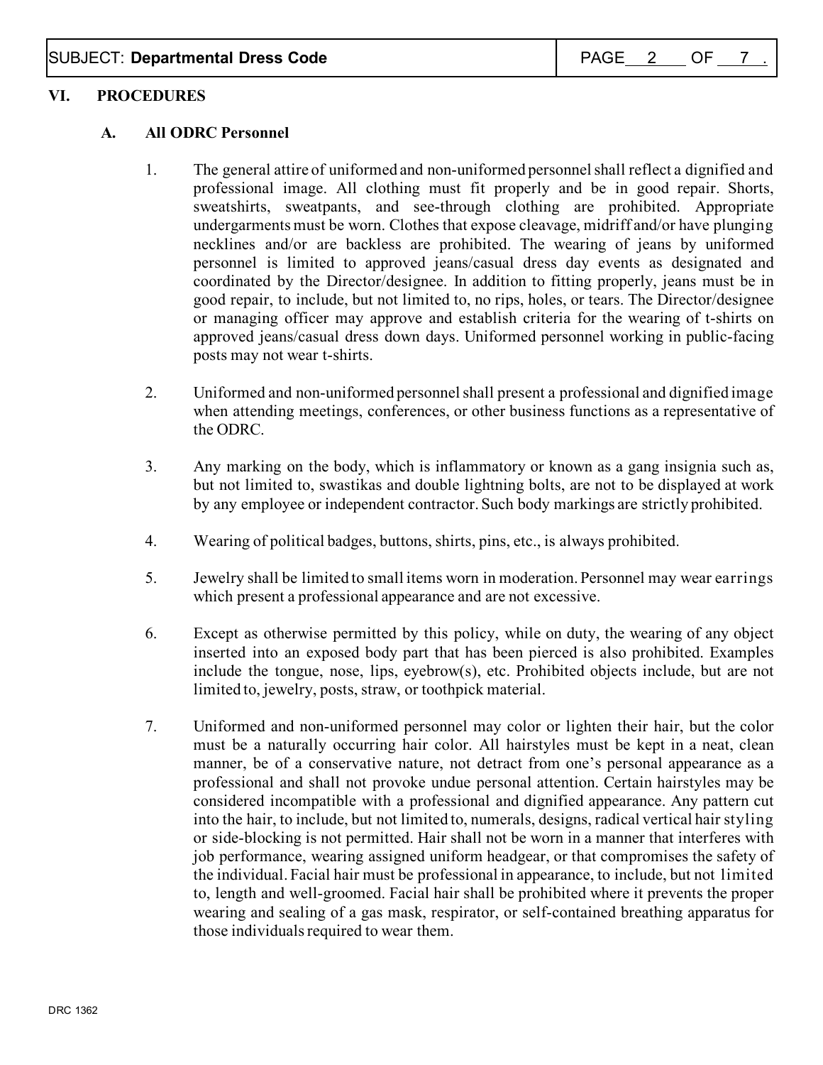## VI. PROCEDURES

### A. All ODRC Personnel

1. The general attire of uniformed and non-uniformed personnel shall reflect a dignified and professional image. All clothing must fit properly and be in good repair. Shorts, sweatshirts, sweatpants, and see-through clothing are prohibited. Appropriate undergarments must be worn. Clothes that expose cleavage, midriff and/or have plunging necklines and/or are backless are prohibited. The wearing of jeans by uniformed personnel is limited to approved jeans/casual dress day events as designated and coordinated by the Director/designee. In addition to fitting properly, jeans must be in good repair, to include, but not limited to, no rips, holes, or tears. The Director/designee or managing officer may approve and establish criteria for the wearing of t-shirts on approved jeans/casual dress down days. Uniformed personnel working in public-facing posts may not wear t-shirts.

2. Uniformed and non-uniformed personnel shall present a professional and dignified image when attending meetings, conferences, or other business functions as a representative of the ODRC.

3. Any marking on the body, which is inflammatory or known as a gang insignia such as, but not limited to, swastikas and double lightning bolts, are not to be displayed at work by any employee or independent contractor. Such body markings are strictly prohibited.

4. Wearing of political badges, buttons, shirts, pins, etc., is always prohibited.

5. Jewelry shall be limited to small items worn in moderation. Personnel may wear earrings which present a professional appearance and are not excessive.

6. Except as otherwise permitted by this policy, while on duty, the wearing of any object inserted into an exposed body part that has been pierced is also prohibited. Examples include the tongue, nose, lips, eyebrow(s), etc. Prohibited objects include, but are not limited to, jewelry, posts, straw, or toothpick material.

7. Uniformed and non-uniformed personnel may color or lighten their hair, but the color must be a naturally occurring hair color. All hairstyles must be kept in a neat, clean manner, be of a conservative nature, not detract from one's personal appearance as a professional and shall not provoke undue personal attention. Certain hairstyles may be considered incompatible with a professional and dignified appearance. Any pattern cut into the hair, to include, but not limited to, numerals, designs, radical vertical hair styling or side-blocking is not permitted. Hair shall not be worn in a manner that interferes with job performance, wearing assigned uniform headgear, or that compromises the safety of the individual. Facial hair must be professional in appearance, to include, but not limited to, length and well-groomed. Facial hair shall be prohibited where it prevents the proper wearing and sealing of a gas mask, respirator, or self-contained breathing apparatus for those individuals required to wear them.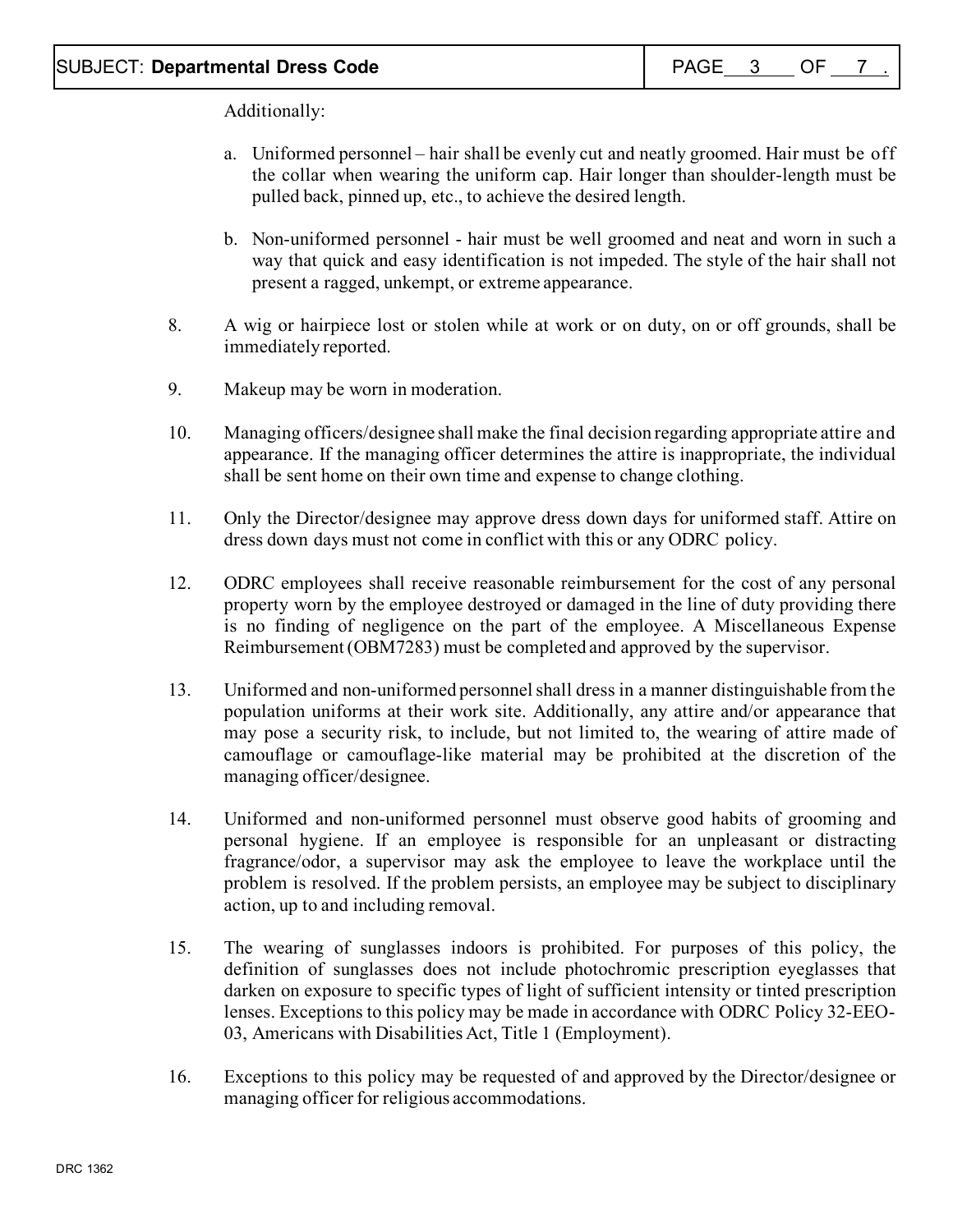Additionally:

a. Uniformed personnel – hair shall be evenly cut and neatly groomed. Hair must be off the collar when wearing the uniform cap. Hair longer than shoulder-length must be pulled back, pinned up, etc., to achieve the desired length.

b. Non-uniformed personnel - hair must be well groomed and neat and worn in such a way that quick and easy identification is not impeded. The style of the hair shall not present a ragged, unkempt, or extreme appearance.

8. A wig or hairpiece lost or stolen while at work or on duty, on or off grounds, shall be immediately reported.

9. Makeup may be worn in moderation.

10. Managing officers/designee shall make the final decision regarding appropriate attire and appearance. If the managing officer determines the attire is inappropriate, the individual shall be sent home on their own time and expense to change clothing.

11. Only the Director/designee may approve dress down days for uniformed staff. Attire on dress down days must not come in conflict with this or any ODRC policy.

12. ODRC employees shall receive reasonable reimbursement for the cost of any personal property worn by the employee destroyed or damaged in the line of duty providing there is no finding of negligence on the part of the employee. A Miscellaneous Expense Reimbursement (OBM7283) must be completed and approved by the supervisor.

13. Uniformed and non-uniformed personnel shall dress in a manner distinguishable from the population uniforms at their work site. Additionally, any attire and/or appearance that may pose a security risk, to include, but not limited to, the wearing of attire made of camouflage or camouflage-like material may be prohibited at the discretion of the managing officer/designee.

14. Uniformed and non-uniformed personnel must observe good habits of grooming and personal hygiene. If an employee is responsible for an unpleasant or distracting fragrance/odor, a supervisor may ask the employee to leave the workplace until the problem is resolved. If the problem persists, an employee may be subject to disciplinary action, up to and including removal.

15. The wearing of sunglasses indoors is prohibited. For purposes of this policy, the definition of sunglasses does not include photochromic prescription eyeglasses that darken on exposure to specific types of light of sufficient intensity or tinted prescription lenses. Exceptions to this policy may be made in accordance with ODRC Policy 32-EEO-03, Americans with Disabilities Act, Title 1 (Employment).

16. Exceptions to this policy may be requested of and approved by the Director/designee or managing officer for religious accommodations.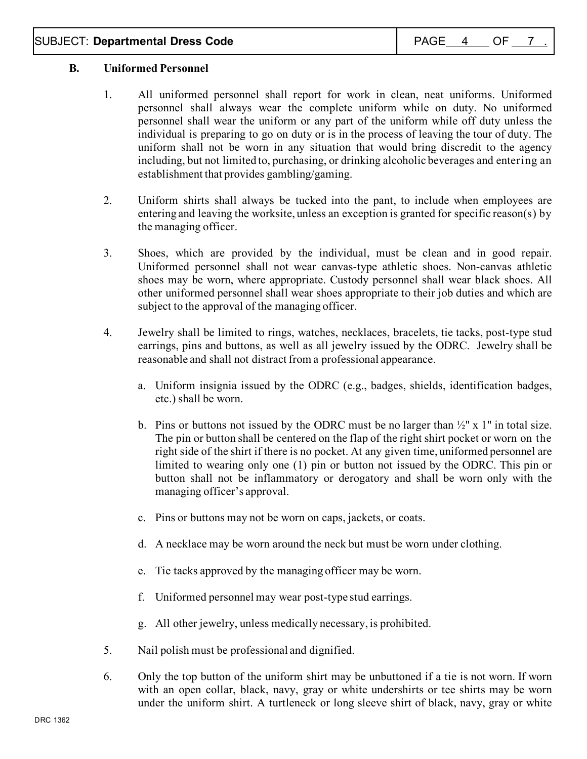**B. Uniformed Personnel**

1. All uniformed personnel shall report for work in clean, neat uniforms. Uniformed personnel shall always wear the complete uniform while on duty. No uniformed personnel shall wear the uniform or any part of the uniform while off duty unless the individual is preparing to go on duty or is in the process of leaving the tour of duty. The uniform shall not be worn in any situation that would bring discredit to the agency including, but not limited to, purchasing, or drinking alcoholic beverages and entering an establishment that provides gambling/gaming.

2. Uniform shirts shall always be tucked into the pant, to include when employees are entering and leaving the worksite, unless an exception is granted for specific reason(s) by the managing officer.

3. Shoes, which are provided by the individual, must be clean and in good repair. Uniformed personnel shall not wear canvas-type athletic shoes. Non-canvas athletic shoes may be worn, where appropriate. Custody personnel shall wear black shoes. All other uniformed personnel shall wear shoes appropriate to their job duties and which are subject to the approval of the managing officer.

4. Jewelry shall be limited to rings, watches, necklaces, bracelets, tie tacks, post-type stud earrings, pins and buttons, as well as all jewelry issued by the ODRC. Jewelry shall be reasonable and shall not distract from a professional appearance.

   a. Uniform insignia issued by the ODRC (e.g., badges, shields, identification badges, etc.) shall be worn.

   b. Pins or buttons not issued by the ODRC must be no larger than ½" x 1" in total size. The pin or button shall be centered on the flap of the right shirt pocket or worn on the right side of the shirt if there is no pocket. At any given time, uniformed personnel are limited to wearing only one (1) pin or button not issued by the ODRC. This pin or button shall not be inflammatory or derogatory and shall be worn only with the managing officer's approval.

   c. Pins or buttons may not be worn on caps, jackets, or coats.

   d. A necklace may be worn around the neck but must be worn under clothing.

   e. Tie tacks approved by the managing officer may be worn.

   f. Uniformed personnel may wear post-type stud earrings.

   g. All other jewelry, unless medically necessary, is prohibited.

5. Nail polish must be professional and dignified.

6. Only the top button of the uniform shirt may be unbuttoned if a tie is not worn. If worn with an open collar, black, navy, gray or white undershirts or tee shirts may be worn under the uniform shirt. A turtleneck or long sleeve shirt of black, navy, gray or white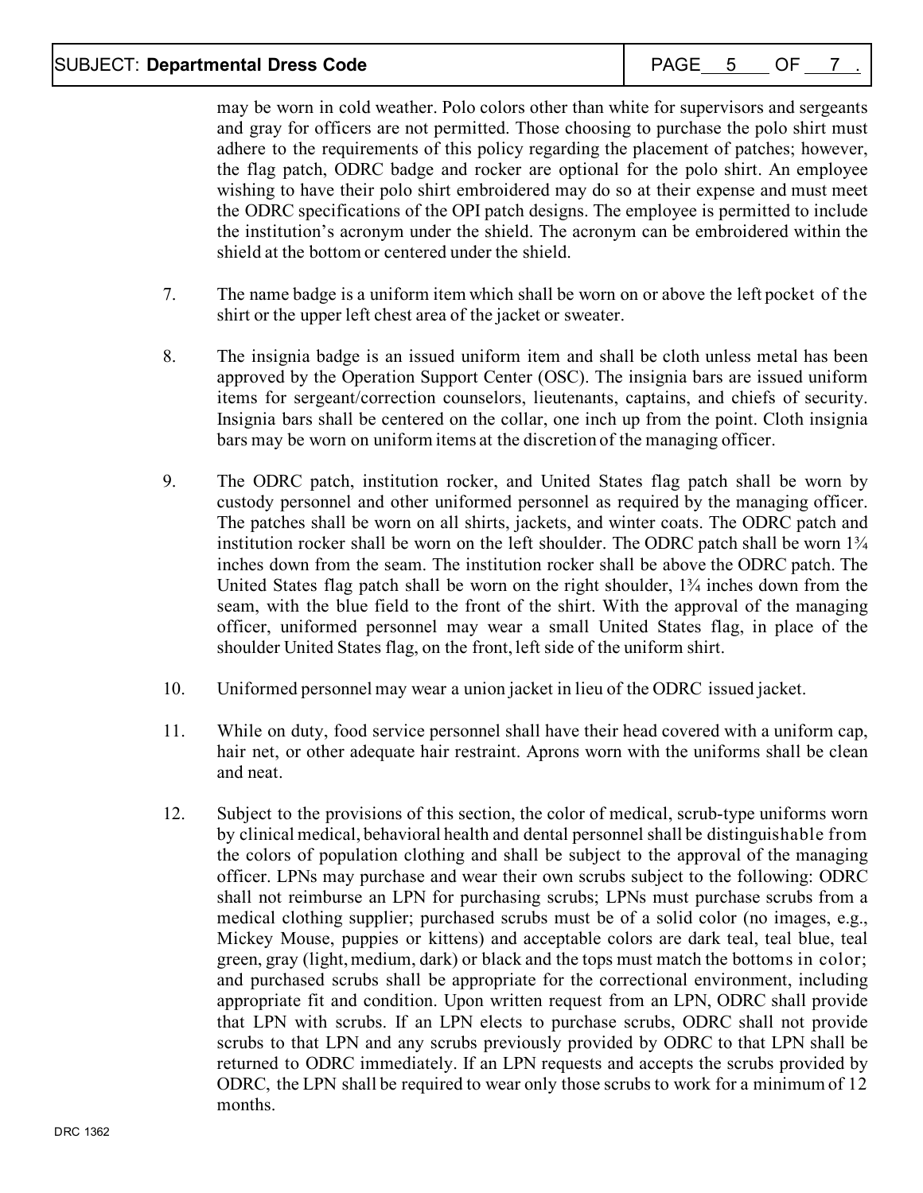may be worn in cold weather. Polo colors other than white for supervisors and sergeants and gray for officers are not permitted. Those choosing to purchase the polo shirt must adhere to the requirements of this policy regarding the placement of patches; however, the flag patch, ODRC badge and rocker are optional for the polo shirt. An employee wishing to have their polo shirt embroidered may do so at their expense and must meet the ODRC specifications of the OPI patch designs. The employee is permitted to include the institution's acronym under the shield. The acronym can be embroidered within the shield at the bottom or centered under the shield.

7. The name badge is a uniform item which shall be worn on or above the left pocket of the shirt or the upper left chest area of the jacket or sweater.

8. The insignia badge is an issued uniform item and shall be cloth unless metal has been approved by the Operation Support Center (OSC). The insignia bars are issued uniform items for sergeant/correction counselors, lieutenants, captains, and chiefs of security. Insignia bars shall be centered on the collar, one inch up from the point. Cloth insignia bars may be worn on uniform items at the discretion of the managing officer.

9. The ODRC patch, institution rocker, and United States flag patch shall be worn by custody personnel and other uniformed personnel as required by the managing officer. The patches shall be worn on all shirts, jackets, and winter coats. The ODRC patch and institution rocker shall be worn on the left shoulder. The ODRC patch shall be worn 1¾ inches down from the seam. The institution rocker shall be above the ODRC patch. The United States flag patch shall be worn on the right shoulder, 1¾ inches down from the seam, with the blue field to the front of the shirt. With the approval of the managing officer, uniformed personnel may wear a small United States flag, in place of the shoulder United States flag, on the front, left side of the uniform shirt.

10. Uniformed personnel may wear a union jacket in lieu of the ODRC issued jacket.

11. While on duty, food service personnel shall have their head covered with a uniform cap, hair net, or other adequate hair restraint. Aprons worn with the uniforms shall be clean and neat.

12. Subject to the provisions of this section, the color of medical, scrub-type uniforms worn by clinical medical, behavioral health and dental personnel shall be distinguishable from the colors of population clothing and shall be subject to the approval of the managing officer. LPNs may purchase and wear their own scrubs subject to the following: ODRC shall not reimburse an LPN for purchasing scrubs; LPNs must purchase scrubs from a medical clothing supplier; purchased scrubs must be of a solid color (no images, e.g., Mickey Mouse, puppies or kittens) and acceptable colors are dark teal, teal blue, teal green, gray (light, medium, dark) or black and the tops must match the bottoms in color; and purchased scrubs shall be appropriate for the correctional environment, including appropriate fit and condition. Upon written request from an LPN, ODRC shall provide that LPN with scrubs. If an LPN elects to purchase scrubs, ODRC shall not provide scrubs to that LPN and any scrubs previously provided by ODRC to that LPN shall be returned to ODRC immediately. If an LPN requests and accepts the scrubs provided by ODRC, the LPN shall be required to wear only those scrubs to work for a minimum of 12 months.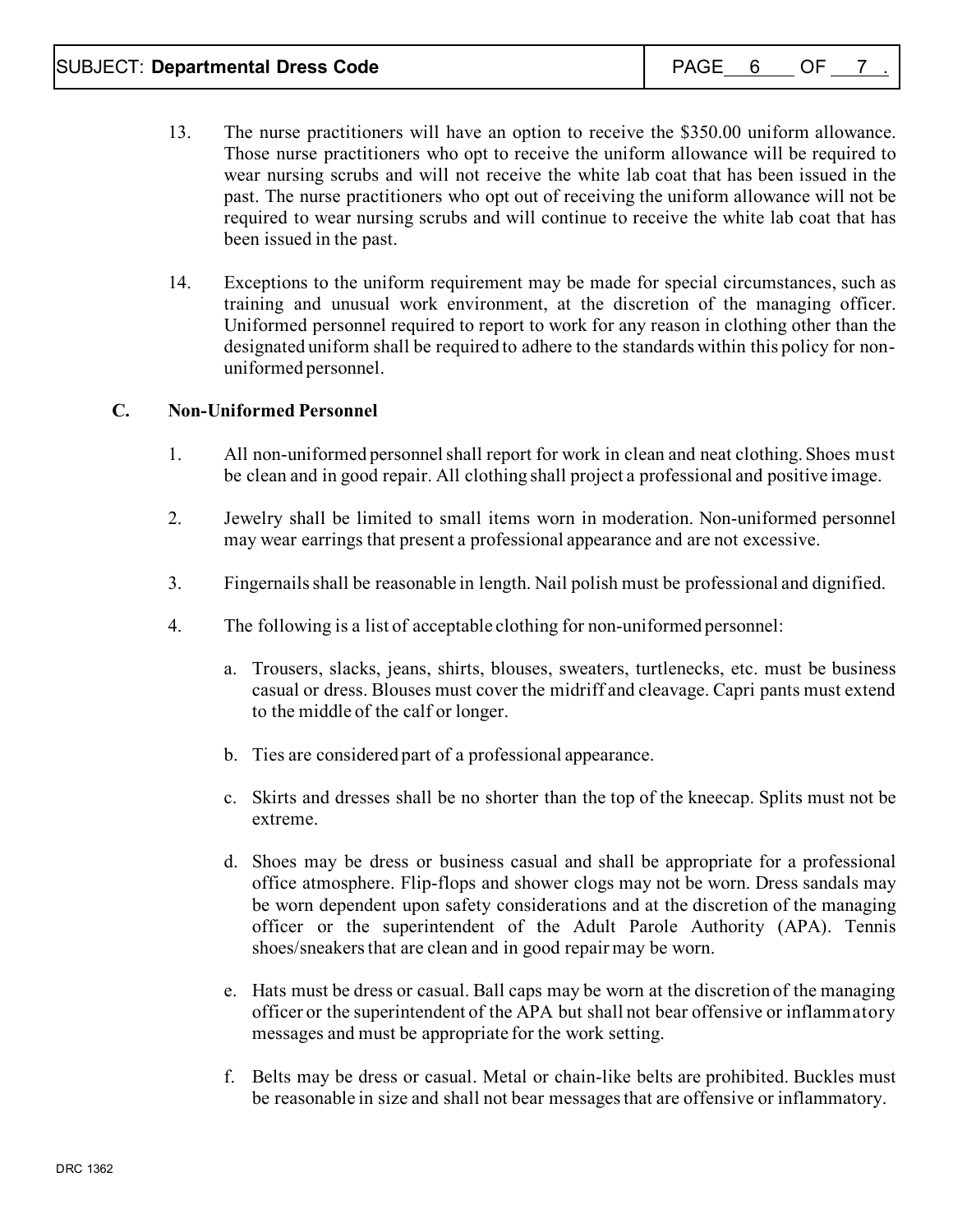13. The nurse practitioners will have an option to receive the $350.00 uniform allowance. Those nurse practitioners who opt to receive the uniform allowance will be required to wear nursing scrubs and will not receive the white lab coat that has been issued in the past. The nurse practitioners who opt out of receiving the uniform allowance will not be required to wear nursing scrubs and will continue to receive the white lab coat that has been issued in the past.

14. Exceptions to the uniform requirement may be made for special circumstances, such as training and unusual work environment, at the discretion of the managing officer. Uniformed personnel required to report to work for any reason in clothing other than the designated uniform shall be required to adhere to the standards within this policy for non-uniformed personnel.

**C. Non-Uniformed Personnel**

1. All non-uniformed personnel shall report for work in clean and neat clothing. Shoes must be clean and in good repair. All clothing shall project a professional and positive image.

2. Jewelry shall be limited to small items worn in moderation. Non-uniformed personnel may wear earrings that present a professional appearance and are not excessive.

3. Fingernails shall be reasonable in length. Nail polish must be professional and dignified.

4. The following is a list of acceptable clothing for non-uniformed personnel:

   a. Trousers, slacks, jeans, shirts, blouses, sweaters, turtlenecks, etc. must be business casual or dress. Blouses must cover the midriff and cleavage. Capri pants must extend to the middle of the calf or longer.

   b. Ties are considered part of a professional appearance.

   c. Skirts and dresses shall be no shorter than the top of the kneecap. Splits must not be extreme.

   d. Shoes may be dress or business casual and shall be appropriate for a professional office atmosphere. Flip-flops and shower clogs may not be worn. Dress sandals may be worn dependent upon safety considerations and at the discretion of the managing officer or the superintendent of the Adult Parole Authority (APA). Tennis shoes/sneakers that are clean and in good repair may be worn.

   e. Hats must be dress or casual. Ball caps may be worn at the discretion of the managing officer or the superintendent of the APA but shall not bear offensive or inflammatory messages and must be appropriate for the work setting.

   f. Belts may be dress or casual. Metal or chain-like belts are prohibited. Buckles must be reasonable in size and shall not bear messages that are offensive or inflammatory.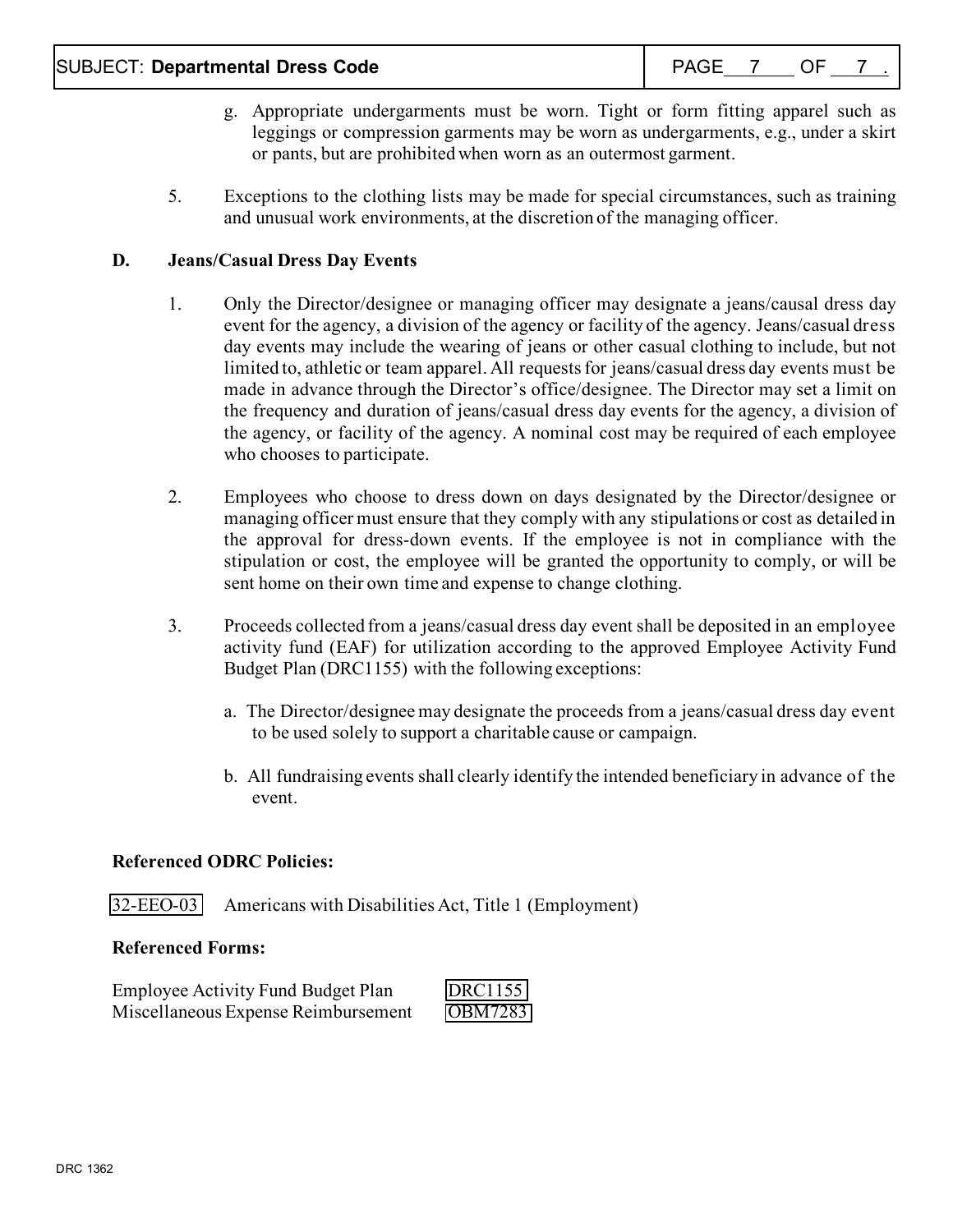g. Appropriate undergarments must be worn. Tight or form fitting apparel such as leggings or compression garments may be worn as undergarments, e.g., under a skirt or pants, but are prohibited when worn as an outermost garment.

5. Exceptions to the clothing lists may be made for special circumstances, such as training and unusual work environments, at the discretion of the managing officer.

**D. Jeans/Casual Dress Day Events**

1. Only the Director/designee or managing officer may designate a jeans/causal dress day event for the agency, a division of the agency or facility of the agency. Jeans/casual dress day events may include the wearing of jeans or other casual clothing to include, but not limited to, athletic or team apparel. All requests for jeans/casual dress day events must be made in advance through the Director's office/designee. The Director may set a limit on the frequency and duration of jeans/casual dress day events for the agency, a division of the agency, or facility of the agency. A nominal cost may be required of each employee who chooses to participate.

2. Employees who choose to dress down on days designated by the Director/designee or managing officer must ensure that they comply with any stipulations or cost as detailed in the approval for dress-down events. If the employee is not in compliance with the stipulation or cost, the employee will be granted the opportunity to comply, or will be sent home on their own time and expense to change clothing.

3. Proceeds collected from a jeans/casual dress day event shall be deposited in an employee activity fund (EAF) for utilization according to the approved Employee Activity Fund Budget Plan (DRC1155) with the following exceptions:

   a. The Director/designee may designate the proceeds from a jeans/casual dress day event to be used solely to support a charitable cause or campaign.

   b. All fundraising events shall clearly identify the intended beneficiary in advance of the event.

**Referenced ODRC Policies:**

32-EEO-03 Americans with Disabilities Act, Title 1 (Employment)

**Referenced Forms:**

Employee Activity Fund Budget Plan DRC1155
Miscellaneous Expense Reimbursement OBM7283

DRC 1362